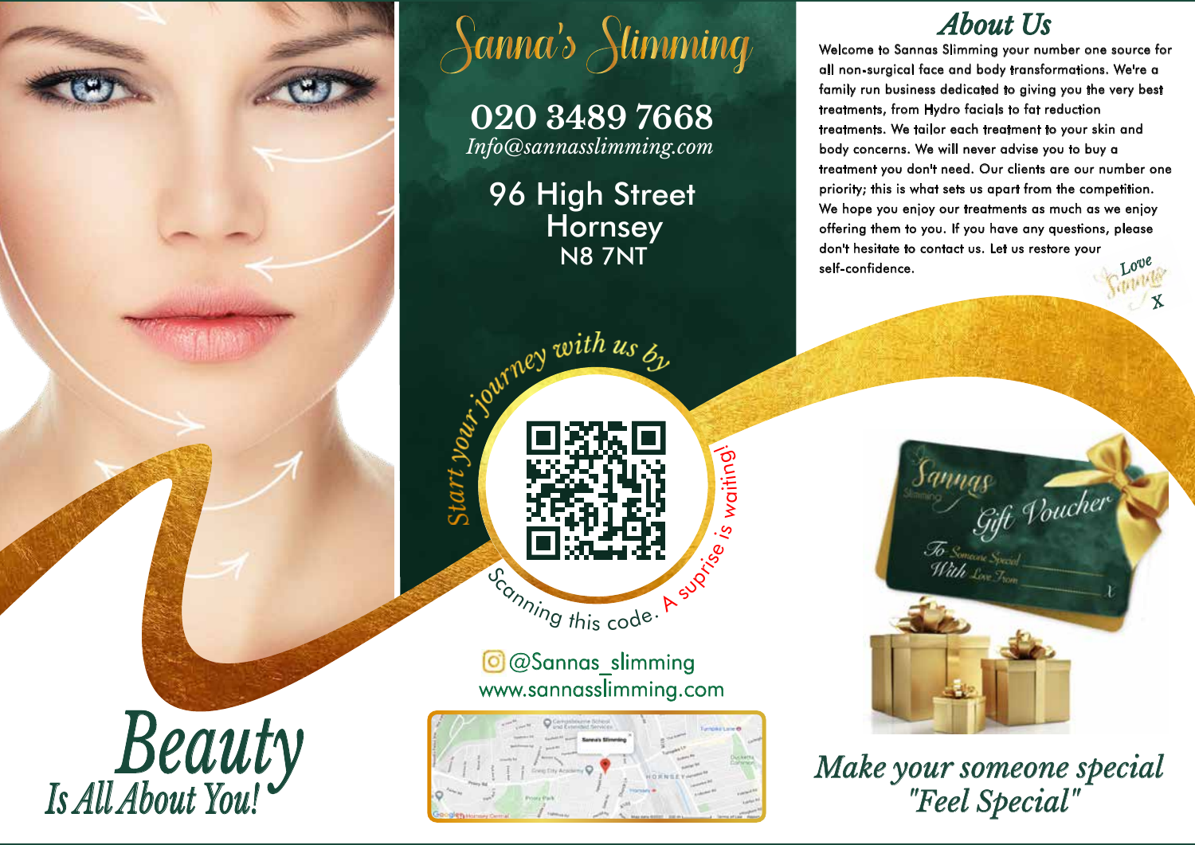# Sanna's Slimming

**020 3489 7668**

*Info@sannasslimming.com*

96 High Street
Hornsey
N8 7NT

*Start your journey with us by* Scanning this code. A suprise is waiting!

@Sannas_slimming
www.sannasslimming.com

## About Us

Welcome to Sannas Slimming your number one source for all non-surgical face and body transformations. We're a family run business dedicated to giving you the very best treatments, from Hydro facials to fat reduction treatments. We tailor each treatment to your skin and body concerns. We will never advise you to buy a treatment you don't need. Our clients are our number one priority; this is what sets us apart from the competition. We hope you enjoy our treatments as much as we enjoy offering them to you. If you have any questions, please don't hesitate to contact us. Let us restore your self-confidence.

Love
Sanna
X

Sannas Slimming
Gift Voucher
To Someone Special
With Love From

*Make your someone special "Feel Special"*

# Beauty
## Is All About You!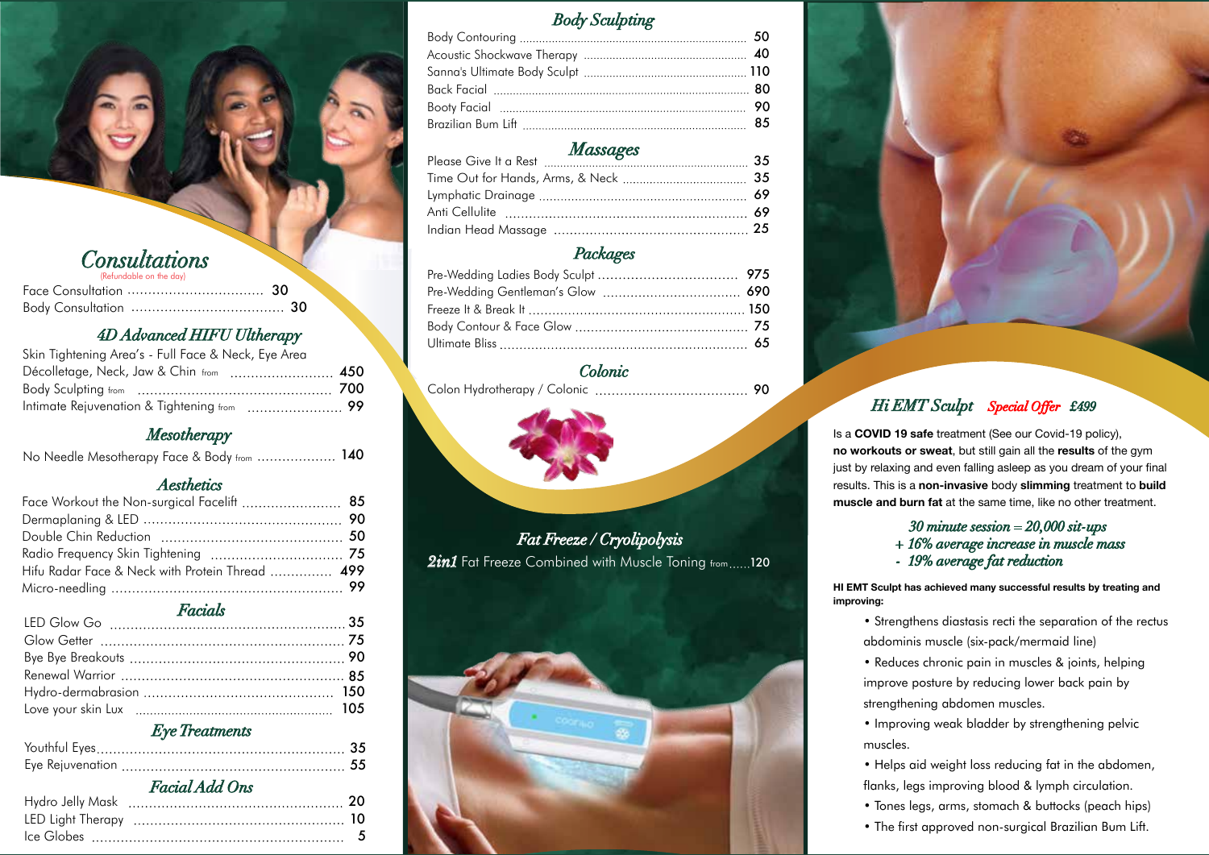## Consultations

(Refundable on the day)

| | |
|---|---|
| Face Consultation | 30 |
| Body Consultation | 30 |

## 4D Advanced HIFU Ultherapy

Skin Tightening Area's - Full Face & Neck, Eye Area

| | |
|---|---|
| Décolletage, Neck, Jaw & Chin from | 450 |
| Body Sculpting from | 700 |
| Intimate Rejuvenation & Tightening from | 99 |

## Mesotherapy

| | |
|---|---|
| No Needle Mesotherapy Face & Body from | 140 |

## Aesthetics

| | |
|---|---|
| Face Workout the Non-surgical Facelift | 85 |
| Dermaplaning & LED | 90 |
| Double Chin Reduction | 50 |
| Radio Frequency Skin Tightening | 75 |
| Hifu Radar Face & Neck with Protein Thread | 499 |
| Micro-needling | 99 |

## Facials

| | |
|---|---|
| LED Glow Go | 35 |
| Glow Getter | 75 |
| Bye Bye Breakouts | 90 |
| Renewal Warrior | 85 |
| Hydro-dermabrasion | 150 |
| Love your skin Lux | 105 |

## Eye Treatments

| | |
|---|---|
| Youthful Eyes | 35 |
| Eye Rejuvenation | 55 |

## Facial Add Ons

| | |
|---|---|
| Hydro Jelly Mask | 20 |
| LED Light Therapy | 10 |
| Ice Globes | 5 |

## Body Sculpting

| | |
|---|---|
| Body Contouring | 50 |
| Acoustic Shockwave Therapy | 40 |
| Sanna's Ultimate Body Sculpt | 110 |
| Back Facial | 80 |
| Booty Facial | 90 |
| Brazilian Bum Lift | 85 |

## Massages

| | |
|---|---|
| Please Give It a Rest | 35 |
| Time Out for Hands, Arms, & Neck | 35 |
| Lymphatic Drainage | 69 |
| Anti Cellulite | 69 |
| Indian Head Massage | 25 |

## Packages

| | |
|---|---|
| Pre-Wedding Ladies Body Sculpt | 975 |
| Pre-Wedding Gentleman's Glow | 690 |
| Freeze It & Break It | 150 |
| Body Contour & Face Glow | 75 |
| Ultimate Bliss | 65 |

## Colonic

| | |
|---|---|
| Colon Hydrotherapy / Colonic | 90 |

## Fat Freeze / Cryolipolysis

| | |
|---|---|
| ***2in1*** Fat Freeze Combined with Muscle Toning from | 120 |

## Hi EMT Sculpt *Special Offer £499*

Is a **COVID 19 safe** treatment (See our Covid-19 policy), **no workouts or sweat**, but still gain all the **results** of the gym just by relaxing and even falling asleep as you dream of your final results. This is a **non-invasive** body **slimming** treatment to **build muscle and burn fat** at the same time, like no other treatment.

*30 minute session = 20,000 sit-ups*
*+ 16% average increase in muscle mass*
*- 19% average fat reduction*

**HI EMT Sculpt has achieved many successful results by treating and improving:**

- Strengthens diastasis recti the separation of the rectus abdominis muscle (six-pack/mermaid line)
- Reduces chronic pain in muscles & joints, helping improve posture by reducing lower back pain by strengthening abdomen muscles.
- Improving weak bladder by strengthening pelvic muscles.
- Helps aid weight loss reducing fat in the abdomen, flanks, legs improving blood & lymph circulation.
- Tones legs, arms, stomach & buttocks (peach hips)
- The first approved non-surgical Brazilian Bum Lift.